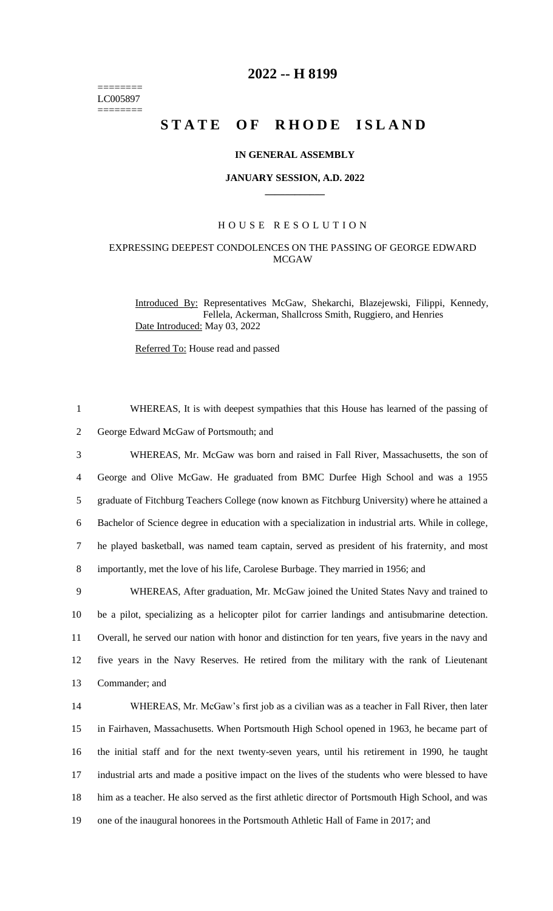========
LC005897
========

# 2022 -- H 8199

# STATE OF RHODE ISLAND

**IN GENERAL ASSEMBLY**

**JANUARY SESSION, A.D. 2022**

HOUSE RESOLUTION

EXPRESSING DEEPEST CONDOLENCES ON THE PASSING OF GEORGE EDWARD MCGAW

Introduced By: Representatives McGaw, Shekarchi, Blazejewski, Filippi, Kennedy, Fellela, Ackerman, Shallcross Smith, Ruggiero, and Henries

Date Introduced: May 03, 2022

Referred To: House read and passed

WHEREAS, It is with deepest sympathies that this House has learned of the passing of George Edward McGaw of Portsmouth; and

WHEREAS, Mr. McGaw was born and raised in Fall River, Massachusetts, the son of George and Olive McGaw. He graduated from BMC Durfee High School and was a 1955 graduate of Fitchburg Teachers College (now known as Fitchburg University) where he attained a Bachelor of Science degree in education with a specialization in industrial arts. While in college, he played basketball, was named team captain, served as president of his fraternity, and most importantly, met the love of his life, Carolese Burbage. They married in 1956; and

WHEREAS, After graduation, Mr. McGaw joined the United States Navy and trained to be a pilot, specializing as a helicopter pilot for carrier landings and antisubmarine detection. Overall, he served our nation with honor and distinction for ten years, five years in the navy and five years in the Navy Reserves. He retired from the military with the rank of Lieutenant Commander; and

WHEREAS, Mr. McGaw's first job as a civilian was as a teacher in Fall River, then later in Fairhaven, Massachusetts. When Portsmouth High School opened in 1963, he became part of the initial staff and for the next twenty-seven years, until his retirement in 1990, he taught industrial arts and made a positive impact on the lives of the students who were blessed to have him as a teacher. He also served as the first athletic director of Portsmouth High School, and was one of the inaugural honorees in the Portsmouth Athletic Hall of Fame in 2017; and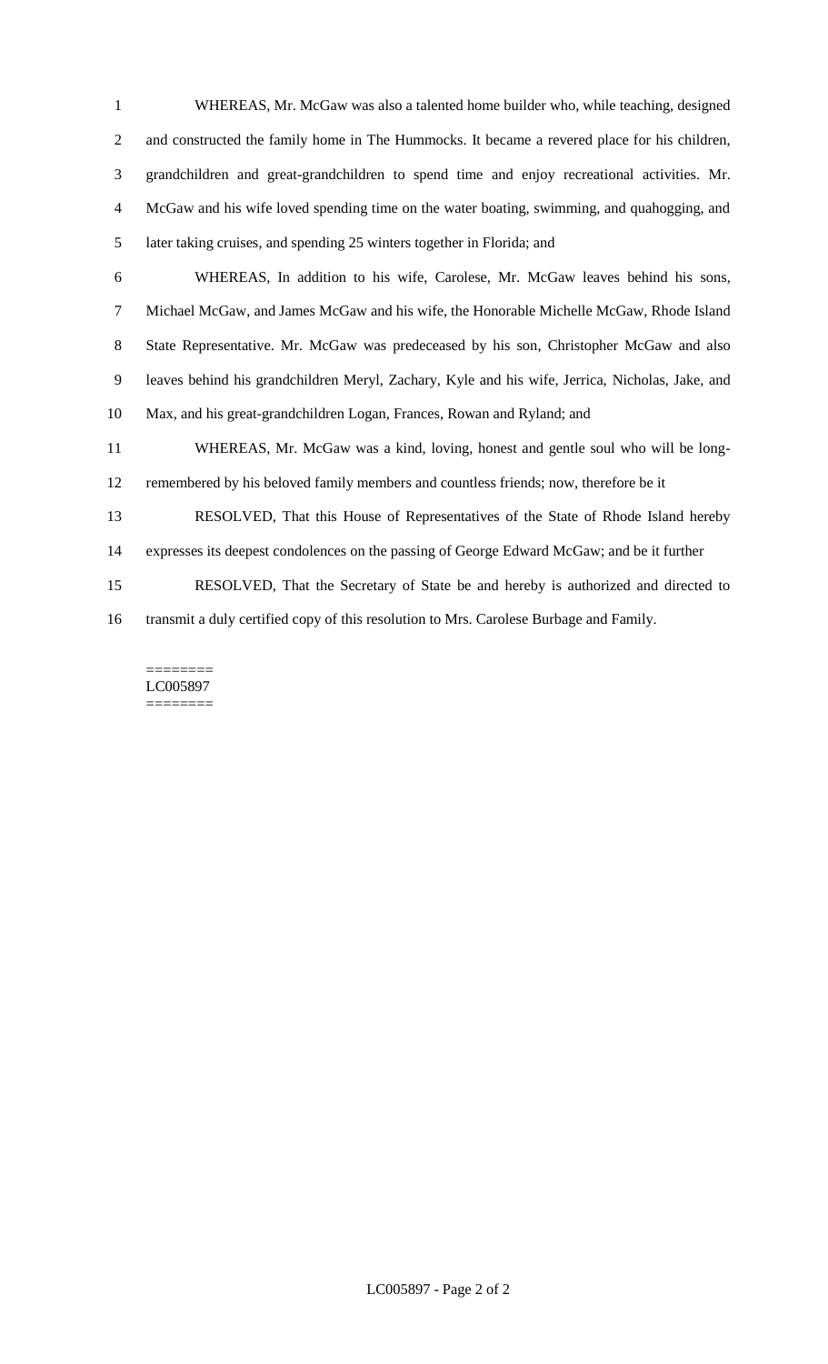WHEREAS, Mr. McGaw was also a talented home builder who, while teaching, designed and constructed the family home in The Hummocks. It became a revered place for his children, grandchildren and great-grandchildren to spend time and enjoy recreational activities. Mr. McGaw and his wife loved spending time on the water boating, swimming, and quahogging, and later taking cruises, and spending 25 winters together in Florida; and

WHEREAS, In addition to his wife, Carolese, Mr. McGaw leaves behind his sons, Michael McGaw, and James McGaw and his wife, the Honorable Michelle McGaw, Rhode Island State Representative. Mr. McGaw was predeceased by his son, Christopher McGaw and also leaves behind his grandchildren Meryl, Zachary, Kyle and his wife, Jerrica, Nicholas, Jake, and Max, and his great-grandchildren Logan, Frances, Rowan and Ryland; and

WHEREAS, Mr. McGaw was a kind, loving, honest and gentle soul who will be long-remembered by his beloved family members and countless friends; now, therefore be it

RESOLVED, That this House of Representatives of the State of Rhode Island hereby expresses its deepest condolences on the passing of George Edward McGaw; and be it further

RESOLVED, That the Secretary of State be and hereby is authorized and directed to transmit a duly certified copy of this resolution to Mrs. Carolese Burbage and Family.

========
LC005897
========